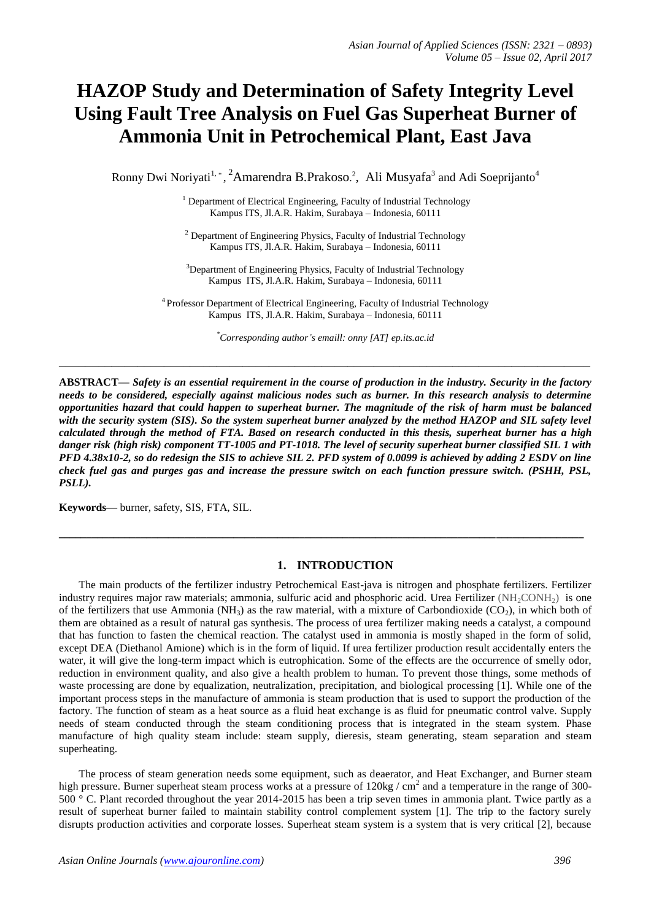# HAZOP Study and Determination of Safety Integrity Level Using Fault Tree Analysis on Fuel Gas Superheat Burner of Ammonia Unit in Petrochemical Plant, East Java

Ronny Dwi Noriyati[1,*], [2]Amarendra B.Prakoso.[2], Ali Musyafa[3] and Adi Soeprijanto[4]

[1] Department of Electrical Engineering, Faculty of Industrial Technology
Kampus ITS, Jl.A.R. Hakim, Surabaya – Indonesia, 60111

[2] Department of Engineering Physics, Faculty of Industrial Technology
Kampus ITS, Jl.A.R. Hakim, Surabaya – Indonesia, 60111

[3] Department of Engineering Physics, Faculty of Industrial Technology
Kampus ITS, Jl.A.R. Hakim, Surabaya – Indonesia, 60111

[4] Professor Department of Electrical Engineering, Faculty of Industrial Technology
Kampus ITS, Jl.A.R. Hakim, Surabaya – Indonesia, 60111

*[*]Corresponding author's emaill: onny [AT] ep.its.ac.id*

---

**ABSTRACT—** ***Safety is an essential requirement in the course of production in the industry. Security in the factory needs to be considered, especially against malicious nodes such as burner. In this research analysis to determine opportunities hazard that could happen to superheat burner. The magnitude of the risk of harm must be balanced with the security system (SIS). So the system superheat burner analyzed by the method HAZOP and SIL safety level calculated through the method of FTA. Based on research conducted in this thesis, superheat burner has a high danger risk (high risk) component TT-1005 and PT-1018. The level of security superheat burner classified SIL 1 with PFD 4.38x10-2, so do redesign the SIS to achieve SIL 2. PFD system of 0.0099 is achieved by adding 2 ESDV on line check fuel gas and purges gas and increase the pressure switch on each function pressure switch. (PSHH, PSL, PSLL).***

**Keywords—** burner, safety, SIS, FTA, SIL.

---

## 1. INTRODUCTION

The main products of the fertilizer industry Petrochemical East-java is nitrogen and phosphate fertilizers. Fertilizer industry requires major raw materials; ammonia, sulfuric acid and phosphoric acid. Urea Fertilizer ($NH_2CONH_2$) is one of the fertilizers that use Ammonia ($NH_3$) as the raw material, with a mixture of Carbondioxide ($CO_2$), in which both of them are obtained as a result of natural gas synthesis. The process of urea fertilizer making needs a catalyst, a compound that has function to fasten the chemical reaction. The catalyst used in ammonia is mostly shaped in the form of solid, except DEA (Diethanol Amione) which is in the form of liquid. If urea fertilizer production result accidentally enters the water, it will give the long-term impact which is eutrophication. Some of the effects are the occurrence of smelly odor, reduction in environment quality, and also give a health problem to human. To prevent those things, some methods of waste processing are done by equalization, neutralization, precipitation, and biological processing [1]. While one of the important process steps in the manufacture of ammonia is steam production that is used to support the production of the factory. The function of steam as a heat source as a fluid heat exchange is as fluid for pneumatic control valve. Supply needs of steam conducted through the steam conditioning process that is integrated in the steam system. Phase manufacture of high quality steam include: steam supply, dieresis, steam generating, steam separation and steam superheating.

The process of steam generation needs some equipment, such as deaerator, and Heat Exchanger, and Burner steam high pressure. Burner superheat steam process works at a pressure of 120kg / $cm^2$ and a temperature in the range of 300-500 ° C. Plant recorded throughout the year 2014-2015 has been a trip seven times in ammonia plant. Twice partly as a result of superheat burner failed to maintain stability control complement system [1]. The trip to the factory surely disrupts production activities and corporate losses. Superheat steam system is a system that is very critical [2], because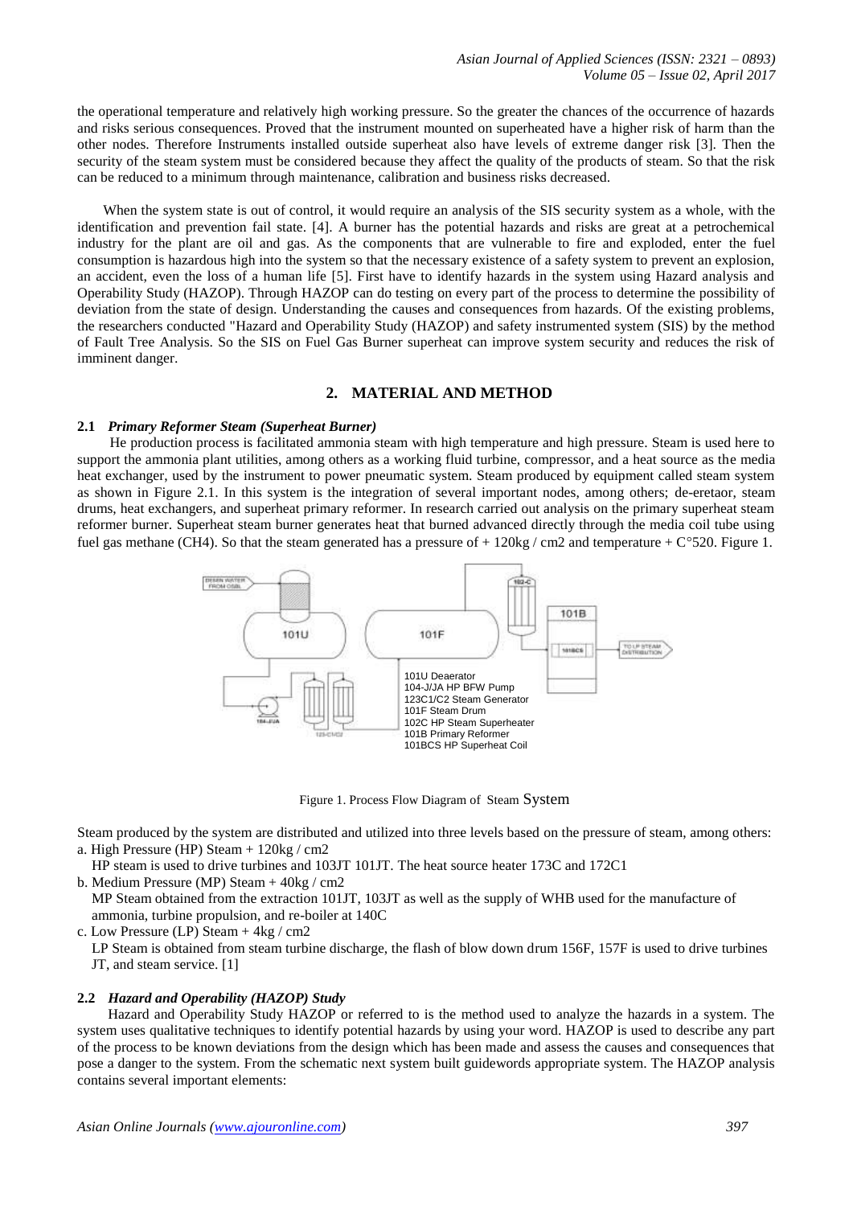the operational temperature and relatively high working pressure. So the greater the chances of the occurrence of hazards and risks serious consequences. Proved that the instrument mounted on superheated have a higher risk of harm than the other nodes. Therefore Instruments installed outside superheat also have levels of extreme danger risk [3]. Then the security of the steam system must be considered because they affect the quality of the products of steam. So that the risk can be reduced to a minimum through maintenance, calibration and business risks decreased.

When the system state is out of control, it would require an analysis of the SIS security system as a whole, with the identification and prevention fail state. [4]. A burner has the potential hazards and risks are great at a petrochemical industry for the plant are oil and gas. As the components that are vulnerable to fire and exploded, enter the fuel consumption is hazardous high into the system so that the necessary existence of a safety system to prevent an explosion, an accident, even the loss of a human life [5]. First have to identify hazards in the system using Hazard analysis and Operability Study (HAZOP). Through HAZOP can do testing on every part of the process to determine the possibility of deviation from the state of design. Understanding the causes and consequences from hazards. Of the existing problems, the researchers conducted "Hazard and Operability Study (HAZOP) and safety instrumented system (SIS) by the method of Fault Tree Analysis. So the SIS on Fuel Gas Burner superheat can improve system security and reduces the risk of imminent danger.

## 2. MATERIAL AND METHOD

### 2.1 *Primary Reformer Steam (Superheat Burner)*

He production process is facilitated ammonia steam with high temperature and high pressure. Steam is used here to support the ammonia plant utilities, among others as a working fluid turbine, compressor, and a heat source as the media heat exchanger, used by the instrument to power pneumatic system. Steam produced by equipment called steam system as shown in Figure 2.1. In this system is the integration of several important nodes, among others; de-eretaor, steam drums, heat exchangers, and superheat primary reformer. In research carried out analysis on the primary superheat steam reformer burner. Superheat steam burner generates heat that burned advanced directly through the media coil tube using fuel gas methane ($CH_4$). So that the steam generated has a pressure of + 120kg / cm2 and temperature + C°520. Figure 1.

DEMIN WATER FROM OSBL

101U

101F

102-C

101B

101BCS

TO LP STEAM DISTRIBUTION

104-J/JA

123-C1/C2

101U Deaerator
104-J/JA HP BFW Pump
123C1/C2 Steam Generator
101F Steam Drum
102C HP Steam Superheater
101B Primary Reformer
101BCS HP Superheat Coil

Figure 1. Process Flow Diagram of Steam System

Steam produced by the system are distributed and utilized into three levels based on the pressure of steam, among others:

a. High Pressure (HP) Steam + 120kg / cm2
   HP steam is used to drive turbines and 103JT 101JT. The heat source heater 173C and 172C1
b. Medium Pressure (MP) Steam + 40kg / cm2
   MP Steam obtained from the extraction 101JT, 103JT as well as the supply of WHB used for the manufacture of ammonia, turbine propulsion, and re-boiler at 140C
c. Low Pressure (LP) Steam + 4kg / cm2
   LP Steam is obtained from steam turbine discharge, the flash of blow down drum 156F, 157F is used to drive turbines JT, and steam service. [1]

### 2.2 *Hazard and Operability (HAZOP) Study*

Hazard and Operability Study HAZOP or referred to is the method used to analyze the hazards in a system. The system uses qualitative techniques to identify potential hazards by using your word. HAZOP is used to describe any part of the process to be known deviations from the design which has been made and assess the causes and consequences that pose a danger to the system. From the schematic next system built guidewords appropriate system. The HAZOP analysis contains several important elements: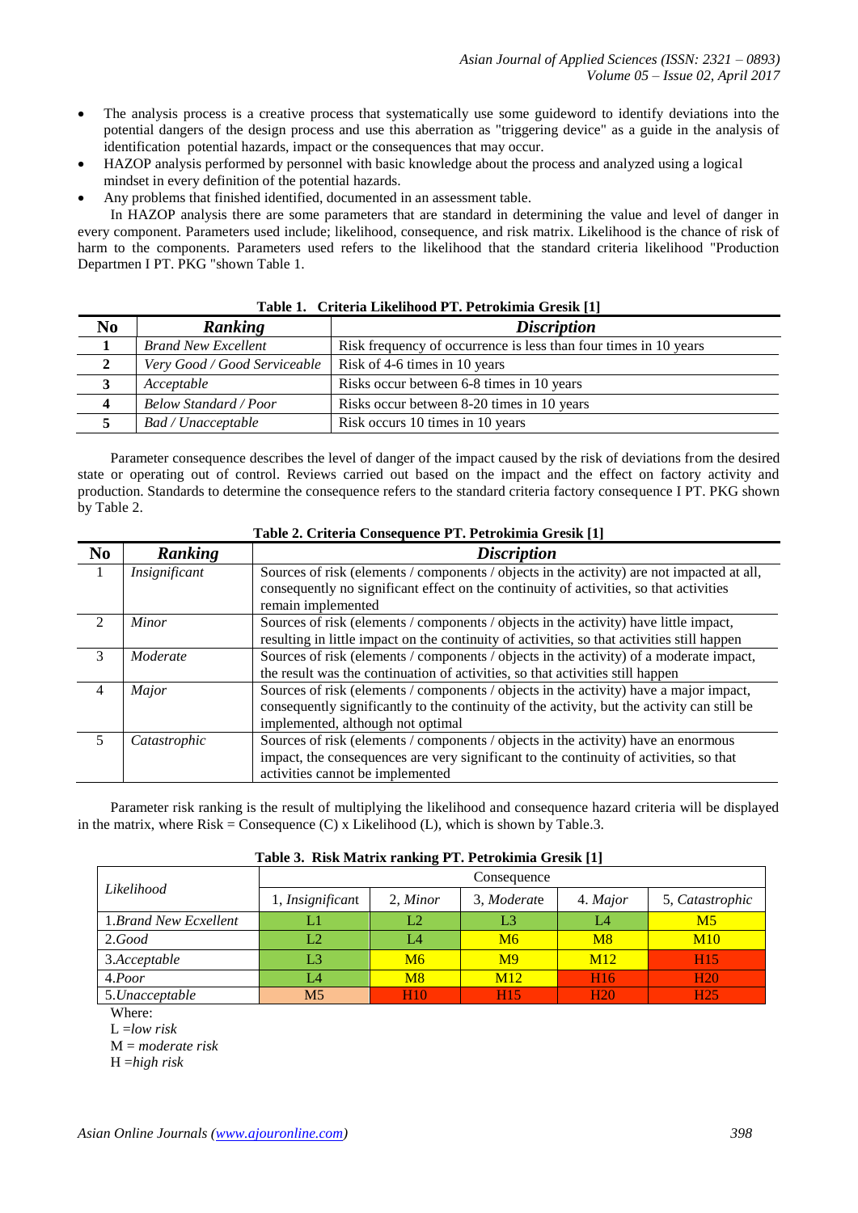- The analysis process is a creative process that systematically use some guideword to identify deviations into the potential dangers of the design process and use this aberration as "triggering device" as a guide in the analysis of identification potential hazards, impact or the consequences that may occur.
- HAZOP analysis performed by personnel with basic knowledge about the process and analyzed using a logical mindset in every definition of the potential hazards.
- Any problems that finished identified, documented in an assessment table.

In HAZOP analysis there are some parameters that are standard in determining the value and level of danger in every component. Parameters used include; likelihood, consequence, and risk matrix. Likelihood is the chance of risk of harm to the components. Parameters used refers to the likelihood that the standard criteria likelihood "Production Departmen I PT. PKG "shown Table 1.

**Table 1. Criteria Likelihood PT. Petrokimia Gresik [1]**

| No | *Ranking* | *Discription* |
|---|---|---|
| 1 | *Brand New Excellent* | Risk frequency of occurrence is less than four times in 10 years |
| 2 | *Very Good / Good Serviceable* | Risk of 4-6 times in 10 years |
| 3 | *Acceptable* | Risks occur between 6-8 times in 10 years |
| 4 | *Below Standard / Poor* | Risks occur between 8-20 times in 10 years |
| 5 | *Bad / Unacceptable* | Risk occurs 10 times in 10 years |

Parameter consequence describes the level of danger of the impact caused by the risk of deviations from the desired state or operating out of control. Reviews carried out based on the impact and the effect on factory activity and production. Standards to determine the consequence refers to the standard criteria factory consequence I PT. PKG shown by Table 2.

**Table 2. Criteria Consequence PT. Petrokimia Gresik [1]**

| No | *Ranking* | *Discription* |
|---|---|---|
| 1 | *Insignificant* | Sources of risk (elements / components / objects in the activity) are not impacted at all, consequently no significant effect on the continuity of activities, so that activities remain implemented |
| 2 | *Minor* | Sources of risk (elements / components / objects in the activity) have little impact, resulting in little impact on the continuity of activities, so that activities still happen |
| 3 | *Moderate* | Sources of risk (elements / components / objects in the activity) of a moderate impact, the result was the continuation of activities, so that activities still happen |
| 4 | *Major* | Sources of risk (elements / components / objects in the activity) have a major impact, consequently significantly to the continuity of the activity, but the activity can still be implemented, although not optimal |
| 5 | *Catastrophic* | Sources of risk (elements / components / objects in the activity) have an enormous impact, the consequences are very significant to the continuity of activities, so that activities cannot be implemented |

Parameter risk ranking is the result of multiplying the likelihood and consequence hazard criteria will be displayed in the matrix, where Risk = Consequence (C) x Likelihood (L), which is shown by Table.3.

**Table 3. Risk Matrix ranking PT. Petrokimia Gresik [1]**

| *Likelihood* | Consequence | | | | |
|---|---|---|---|---|---|
| | 1, *Insignificant* | 2, *Minor* | 3, *Moderate* | 4. *Major* | 5, *Catastrophic* |
| 1.*Brand New Ecxellent* | L1 | L2 | L3 | L4 | M5 |
| 2.*Good* | L2 | L4 | M6 | M8 | M10 |
| 3.*Acceptable* | L3 | M6 | M9 | M12 | H15 |
| 4.*Poor* | L4 | M8 | M12 | H16 | H20 |
| 5.*Unacceptable* | M5 | H10 | H15 | H20 | H25 |

Where:

L =*low risk*

M = *moderate risk*

H =*high risk*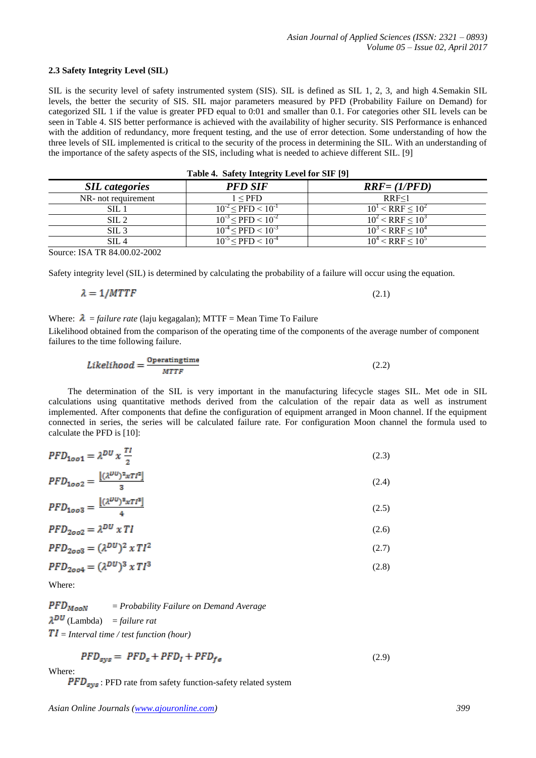### 2.3 Safety Integrity Level (SIL)

SIL is the security level of safety instrumented system (SIS). SIL is defined as SIL 1, 2, 3, and high 4.Semakin SIL levels, the better the security of SIS. SIL major parameters measured by PFD (Probability Failure on Demand) for categorized SIL 1 if the value is greater PFD equal to 0:01 and smaller than 0.1. For categories other SIL levels can be seen in Table 4. SIS better performance is achieved with the availability of higher security. SIS Performance is enhanced with the addition of redundancy, more frequent testing, and the use of error detection. Some understanding of how the three levels of SIL implemented is critical to the security of the process in determining the SIL. With an understanding of the importance of the safety aspects of the SIS, including what is needed to achieve different SIL. [9]

**Table 4. Safety Integrity Level for SIF [9]**

| *SIL categories* | *PFD SIF* | *RRF= (1/PFD)* |
|---|---|---|
| NR- not requirement | $1 \leq PFD$ | $RRF \leq 1$ |
| SIL 1 | $10^{-2} \leq PFD < 10^{-1}$ | $10^{1} < RRF \leq 10^{2}$ |
| SIL 2 | $10^{-3} \leq PFD < 10^{-2}$ | $10^{2} < RRF \leq 10^{3}$ |
| SIL 3 | $10^{-4} \leq PFD < 10^{-3}$ | $10^{3} < RRF \leq 10^{4}$ |
| SIL 4 | $10^{-5} \leq PFD < 10^{-4}$ | $10^{4} < RRF \leq 10^{5}$ |

Source: ISA TR 84.00.02-2002

Safety integrity level (SIL) is determined by calculating the probability of a failure will occur using the equation.

$$\lambda = 1/MTTF \tag{2.1}$$

Where: $\lambda$ = *failure rate* (laju kegagalan); MTTF = Mean Time To Failure

Likelihood obtained from the comparison of the operating time of the components of the average number of component failures to the time following failure.

$$Likelihood = \frac{\text{Operatingtime}}{MTTF} \tag{2.2}$$

The determination of the SIL is very important in the manufacturing lifecycle stages SIL. Met ode in SIL calculations using quantitative methods derived from the calculation of the repair data as well as instrument implemented. After components that define the configuration of equipment arranged in Moon channel. If the equipment connected in series, the series will be calculated failure rate. For configuration Moon channel the formula used to calculate the PFD is [10]:

$$PFD_{1oo1} = \lambda^{DU} \, x \, \frac{TI}{2} \tag{2.3}$$

$$PFD_{1oo2} = \frac{\lfloor (\lambda^{DU})^2 x TI^2 \rfloor}{3} \tag{2.4}$$

$$PFD_{1oo3} = \frac{\lfloor (\lambda^{DU})^3 x TI^3 \rfloor}{4} \tag{2.5}$$

$$PFD_{2oo2} = \lambda^{DU} \, x \, TI \tag{2.6}$$

$$PFD_{2oo3} = (\lambda^{DU})^2 \, x \, TI^2 \tag{2.7}$$

$$PFD_{2oo4} = (\lambda^{DU})^3 \, x \, TI^3 \tag{2.8}$$

Where:

$PFD_{MooN}$ = *Probability Failure on Demand Average*

$\lambda^{DU}$ (Lambda) = *failure rat*

$TI$ = *Interval time / test function (hour)*

$$PFD_{sys} = PFD_s + PFD_I + PFD_{fe} \tag{2.9}$$

Where:

$PFD_{sys}$ : PFD rate from safety function-safety related system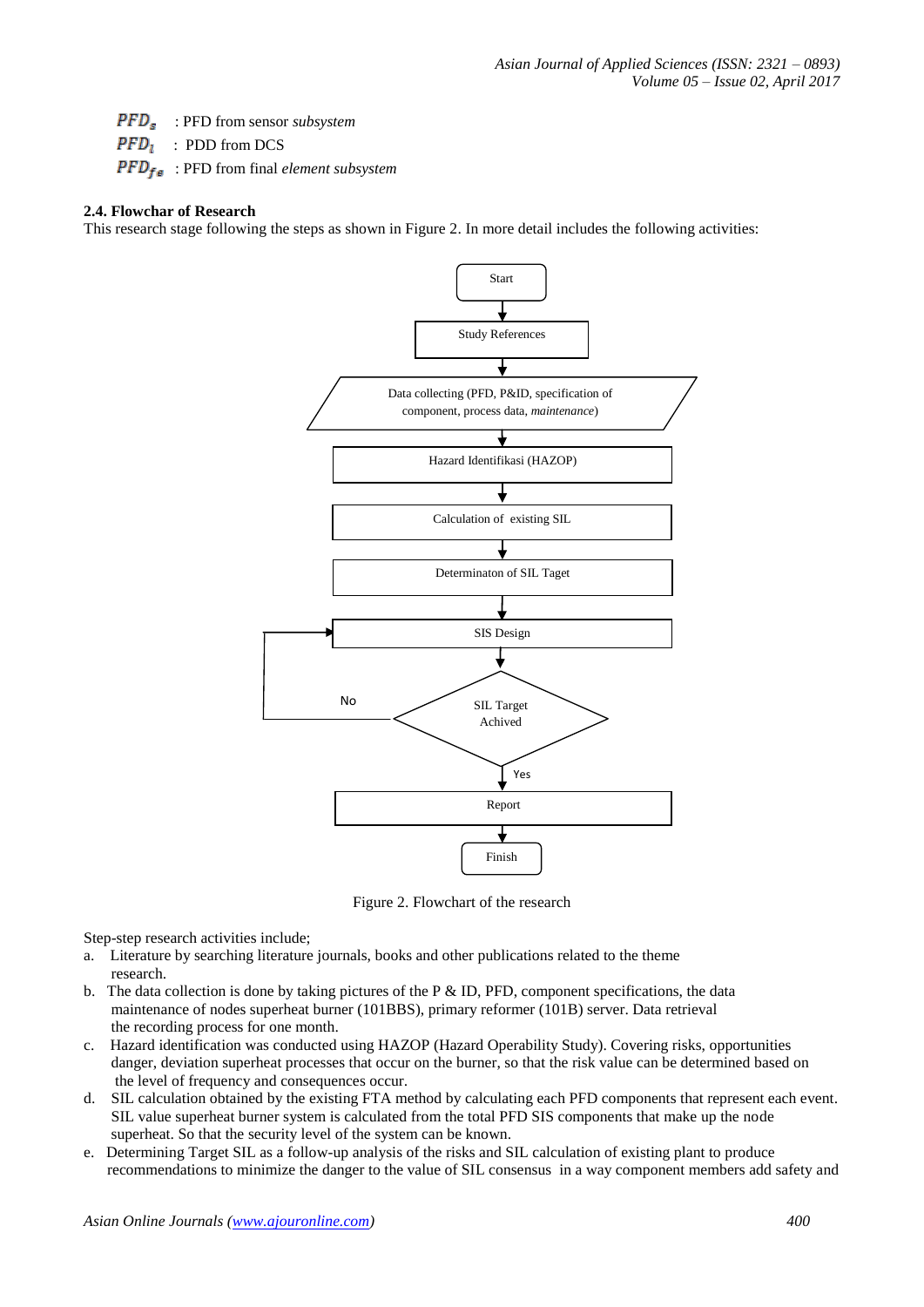$PFD_s$ : PFD from sensor *subsystem*

$PFD_l$ : PDD from DCS

$PFD_{fe}$ : PFD from final *element subsystem*

### 2.4. Flowchar of Research

This research stage following the steps as shown in Figure 2. In more detail includes the following activities:

```
Start
  ↓
Study References
  ↓
Data collecting (PFD, P&ID, specification of component, process data, maintenance)
  ↓
Hazard Identifikasi (HAZOP)
  ↓
Calculation of existing SIL
  ↓
Determinaton of SIL Taget
  ↓
SIS Design  ←──────┐
  ↓                │
SIL Target Achived ─ No
  ↓ Yes
Report
  ↓
Finish
```

Figure 2. Flowchart of the research

Step-step research activities include;

a. Literature by searching literature journals, books and other publications related to the theme research.

b. The data collection is done by taking pictures of the P & ID, PFD, component specifications, the data maintenance of nodes superheat burner (101BBS), primary reformer (101B) server. Data retrieval the recording process for one month.

c. Hazard identification was conducted using HAZOP (Hazard Operability Study). Covering risks, opportunities danger, deviation superheat processes that occur on the burner, so that the risk value can be determined based on the level of frequency and consequences occur.

d. SIL calculation obtained by the existing FTA method by calculating each PFD components that represent each event. SIL value superheat burner system is calculated from the total PFD SIS components that make up the node superheat. So that the security level of the system can be known.

e. Determining Target SIL as a follow-up analysis of the risks and SIL calculation of existing plant to produce recommendations to minimize the danger to the value of SIL consensus in a way component members add safety and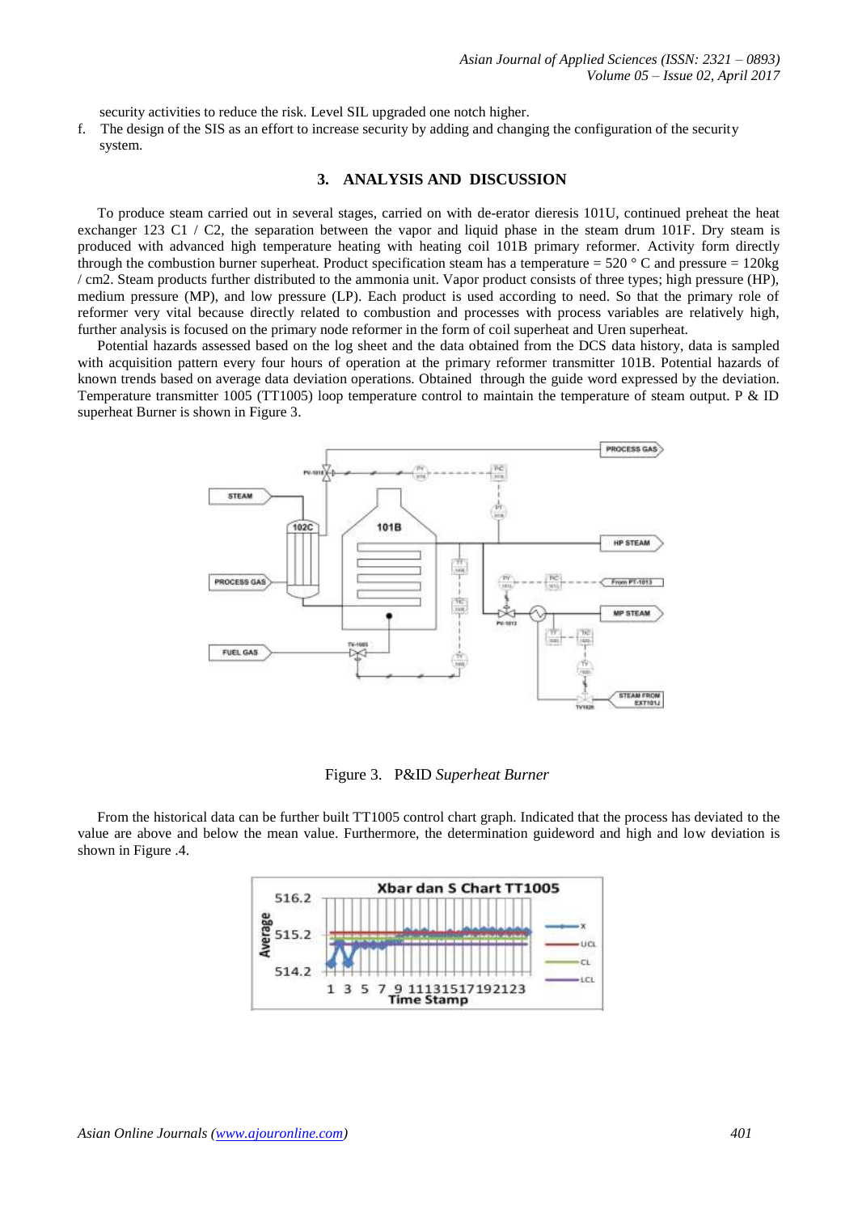security activities to reduce the risk. Level SIL upgraded one notch higher.

f. The design of the SIS as an effort to increase security by adding and changing the configuration of the security system.

## 3. ANALYSIS AND DISCUSSION

To produce steam carried out in several stages, carried on with de-erator dieresis 101U, continued preheat the heat exchanger 123 C1 / C2, the separation between the vapor and liquid phase in the steam drum 101F. Dry steam is produced with advanced high temperature heating with heating coil 101B primary reformer. Activity form directly through the combustion burner superheat. Product specification steam has a temperature = 520 ° C and pressure = 120kg / cm2. Steam products further distributed to the ammonia unit. Vapor product consists of three types; high pressure (HP), medium pressure (MP), and low pressure (LP). Each product is used according to need. So that the primary role of reformer very vital because directly related to combustion and processes with process variables are relatively high, further analysis is focused on the primary node reformer in the form of coil superheat and Uren superheat.

Potential hazards assessed based on the log sheet and the data obtained from the DCS data history, data is sampled with acquisition pattern every four hours of operation at the primary reformer transmitter 101B. Potential hazards of known trends based on average data deviation operations. Obtained through the guide word expressed by the deviation. Temperature transmitter 1005 (TT1005) loop temperature control to maintain the temperature of steam output. P & ID superheat Burner is shown in Figure 3.

Figure 3. P&ID *Superheat Burner*

From the historical data can be further built TT1005 control chart graph. Indicated that the process has deviated to the value are above and below the mean value. Furthermore, the determination guideword and high and low deviation is shown in Figure .4.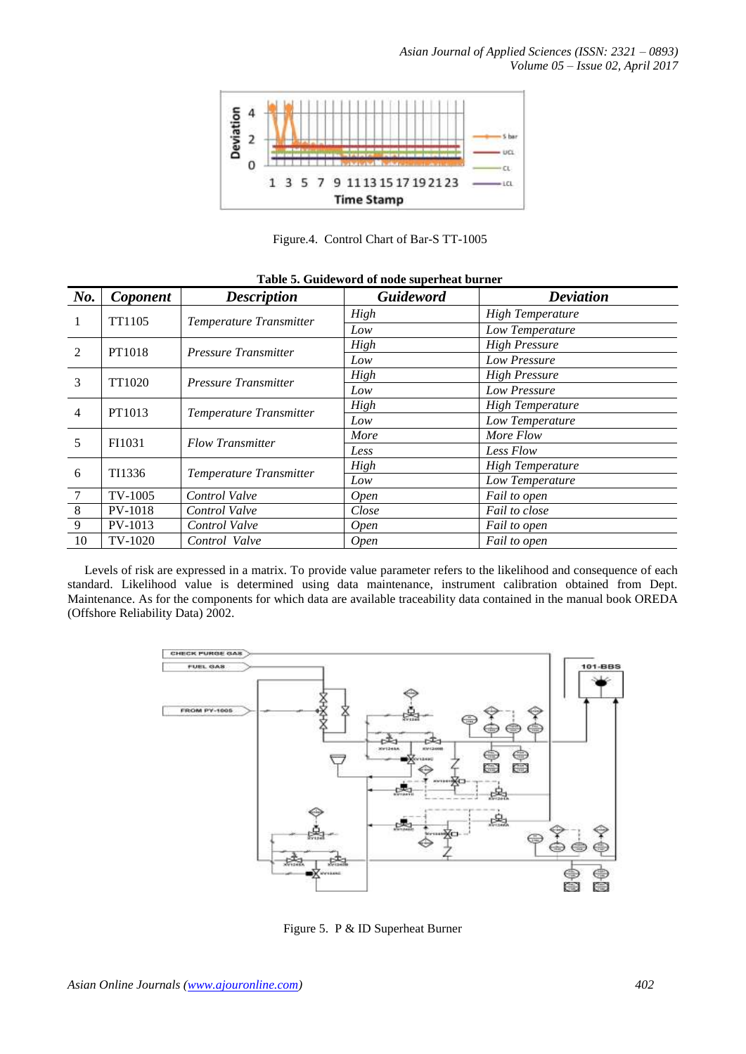Figure.4. Control Chart of Bar-S TT-1005

**Table 5. Guideword of node superheat burner**

| ***No.*** | ***Coponent*** | ***Description*** | ***Guideword*** | ***Deviation*** |
|---|---|---|---|---|
| 1 | TT1105 | *Temperature Transmitter* | *High* | *High Temperature* |
| | | | *Low* | *Low Temperature* |
| 2 | PT1018 | *Pressure Transmitter* | *High* | *High Pressure* |
| | | | *Low* | *Low Pressure* |
| 3 | TT1020 | *Pressure Transmitter* | *High* | *High Pressure* |
| | | | *Low* | *Low Pressure* |
| 4 | PT1013 | *Temperature Transmitter* | *High* | *High Temperature* |
| | | | *Low* | *Low Temperature* |
| 5 | FI1031 | *Flow Transmitter* | *More* | *More Flow* |
| | | | *Less* | *Less Flow* |
| 6 | TI1336 | *Temperature Transmitter* | *High* | *High Temperature* |
| | | | *Low* | *Low Temperature* |
| 7 | TV-1005 | *Control Valve* | *Open* | *Fail to open* |
| 8 | PV-1018 | *Control Valve* | *Close* | *Fail to close* |
| 9 | PV-1013 | *Control Valve* | *Open* | *Fail to open* |
| 10 | TV-1020 | *Control Valve* | *Open* | *Fail to open* |

Levels of risk are expressed in a matrix. To provide value parameter refers to the likelihood and consequence of each standard. Likelihood value is determined using data maintenance, instrument calibration obtained from Dept. Maintenance. As for the components for which data are available traceability data contained in the manual book OREDA (Offshore Reliability Data) 2002.

Figure 5. P & ID Superheat Burner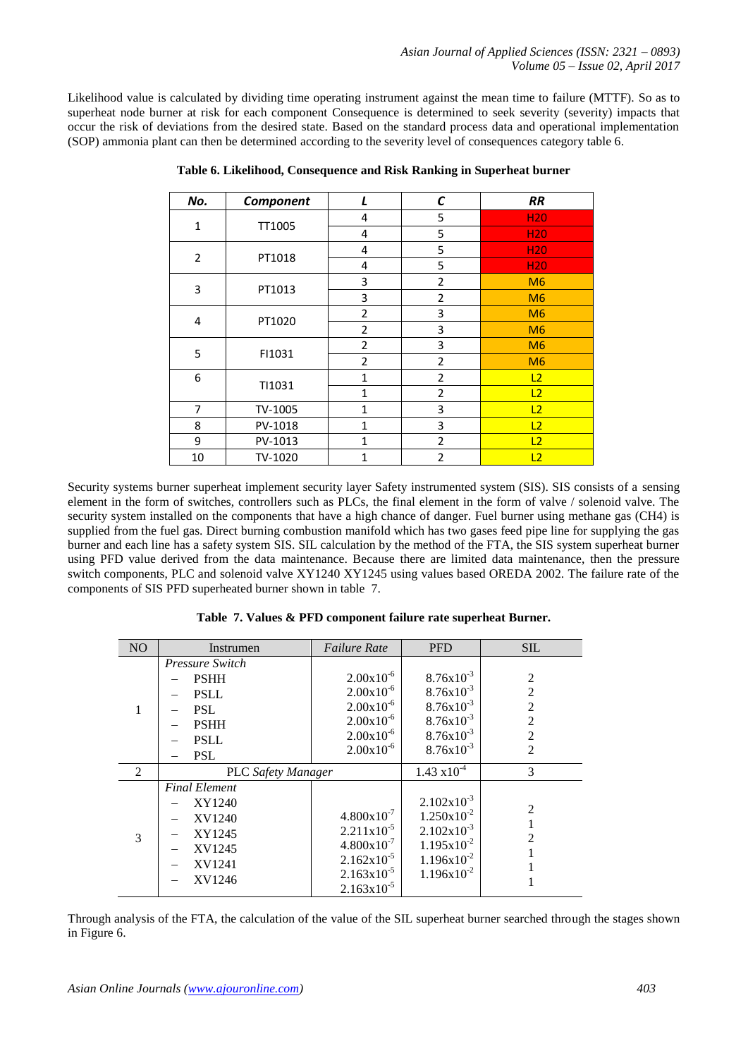Likelihood value is calculated by dividing time operating instrument against the mean time to failure (MTTF). So as to superheat node burner at risk for each component Consequence is determined to seek severity (severity) impacts that occur the risk of deviations from the desired state. Based on the standard process data and operational implementation (SOP) ammonia plant can then be determined according to the severity level of consequences category table 6.

**Table 6. Likelihood, Consequence and Risk Ranking in Superheat burner**

| No. | Component | L | C | RR |
|---|---|---|---|---|
| 1 | TT1005 | 4 | 5 | H20 |
| | | 4 | 5 | H20 |
| 2 | PT1018 | 4 | 5 | H20 |
| | | 4 | 5 | H20 |
| 3 | PT1013 | 3 | 2 | M6 |
| | | 3 | 2 | M6 |
| 4 | PT1020 | 2 | 3 | M6 |
| | | 2 | 3 | M6 |
| 5 | FI1031 | 2 | 3 | M6 |
| | | 2 | 2 | M6 |
| 6 | TI1031 | 1 | 2 | L2 |
| | | 1 | 2 | L2 |
| 7 | TV-1005 | 1 | 3 | L2 |
| 8 | PV-1018 | 1 | 3 | L2 |
| 9 | PV-1013 | 1 | 2 | L2 |
| 10 | TV-1020 | 1 | 2 | L2 |

Security systems burner superheat implement security layer Safety instrumented system (SIS). SIS consists of a sensing element in the form of switches, controllers such as PLCs, the final element in the form of valve / solenoid valve. The security system installed on the components that have a high chance of danger. Fuel burner using methane gas ($CH_4$) is supplied from the fuel gas. Direct burning combustion manifold which has two gases feed pipe line for supplying the gas burner and each line has a safety system SIS. SIL calculation by the method of the FTA, the SIS system superheat burner using PFD value derived from the data maintenance. Because there are limited data maintenance, then the pressure switch components, PLC and solenoid valve XY1240 XY1245 using values based OREDA 2002. The failure rate of the components of SIS PFD superheated burner shown in table 7.

**Table 7. Values & PFD component failure rate superheat Burner.**

| NO | Instrumen | *Failure Rate* | PFD | SIL |
|---|---|---|---|---|
| 1 | *Pressure Switch* | | | |
| | – PSHH | $2.00 \times 10^{-6}$ | $8.76 \times 10^{-3}$ | 2 |
| | – PSLL | $2.00 \times 10^{-6}$ | $8.76 \times 10^{-3}$ | 2 |
| | – PSL | $2.00 \times 10^{-6}$ | $8.76 \times 10^{-3}$ | 2 |
| | – PSHH | $2.00 \times 10^{-6}$ | $8.76 \times 10^{-3}$ | 2 |
| | – PSLL | $2.00 \times 10^{-6}$ | $8.76 \times 10^{-3}$ | 2 |
| | – PSL | $2.00 \times 10^{-6}$ | $8.76 \times 10^{-3}$ | 2 |
| 2 | PLC *Safety Manager* | | $1.43 \times 10^{-4}$ | 3 |
| 3 | *Final Element* | | | |
| | – XY1240 | $4.800 \times 10^{-7}$ | $2.102 \times 10^{-3}$ | 2 |
| | – XV1240 | $2.211 \times 10^{-5}$ | $1.250 \times 10^{-2}$ | 1 |
| | – XY1245 | $4.800 \times 10^{-7}$ | $2.102 \times 10^{-3}$ | 2 |
| | – XV1245 | $2.162 \times 10^{-5}$ | $1.195 \times 10^{-2}$ | 1 |
| | – XV1241 | $2.163 \times 10^{-5}$ | $1.196 \times 10^{-2}$ | 1 |
| | – XV1246 | $2.163 \times 10^{-5}$ | $1.196 \times 10^{-2}$ | 1 |

Through analysis of the FTA, the calculation of the value of the SIL superheat burner searched through the stages shown in Figure 6.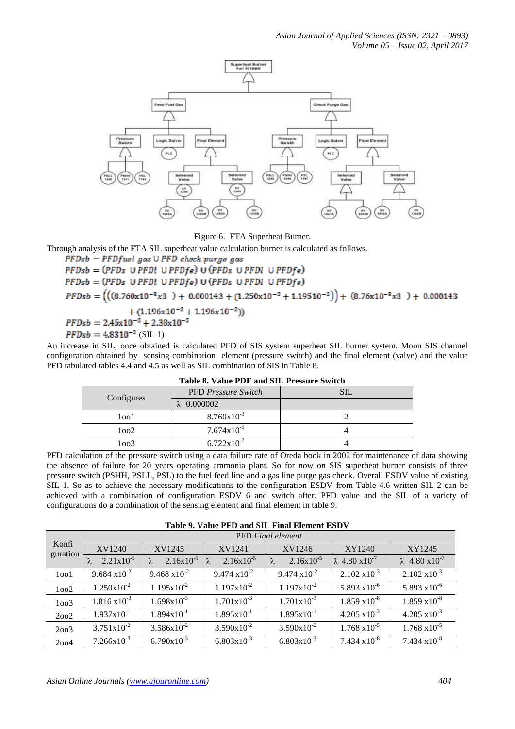Figure 6. FTA Superheat Burner.

Through analysis of the FTA SIL superheat value calculation burner is calculated as follows.

$$PFDsb = PFDfuel\ gas \cup PFD\ check\ purge\ gas$$

$$PFDsb = (PFDs\ \cup PFDl\ \cup PFDfe) \cup (PFDs\ \cup PFDl\ \cup PFDfe)$$

$$PFDsb = (PFDs\ \cup PFDl\ \cup PFDfe) \cup (PFDs\ \cup PFDl\ \cup PFDfe)$$

$$PFDsb = \left(\left((8.760x10^{-3}x3\ \ ) + 0.000143 + (1.250x10^{-2} + 1.19510^{-2})\right) + (8.76x10^{-3}x3\ \ ) + 0.000143 + (1.196x10^{-2} + 1.196x10^{-2})\right)$$

$$PFDsb = 2.45x10^{-2} + 2.38x10^{-2}$$

$$PFDsb = 4.8310^{-2}$$ (SIL 1)

An increase in SIL, once obtained is calculated PFD of SIS system superheat SIL burner system. Moon SIS channel configuration obtained by sensing combination element (pressure switch) and the final element (valve) and the value PFD tabulated tables 4.4 and 4.5 as well as SIL combination of SIS in Table 8.

**Table 8. Value PDF and SIL Pressure Switch**

| Configures | PFD *Pressure Switch* | SIL |
|---|---|---|
| | λ 0.000002 | |
| 1oo1 | $8.760x10^{-3}$ | 2 |
| 1oo2 | $7.674x10^{-5}$ | 4 |
| 1oo3 | $6.722x10^{-7}$ | 4 |

PFD calculation of the pressure switch using a data failure rate of Oreda book in 2002 for maintenance of data showing the absence of failure for 20 years operating ammonia plant. So for now on SIS superheat burner consists of three pressure switch (PSHH, PSLL, PSL) to the fuel feed line and a gas line purge gas check. Overall ESDV value of existing SIL 1. So as to achieve the necessary modifications to the configuration ESDV from Table 4.6 written SIL 2 can be achieved with a combination of configuration ESDV 6 and switch after. PFD value and the SIL of a variety of configurations do a combination of the sensing element and final element in table 9.

**Table 9. Value PFD and SIL Final Element ESDV**

| Konfi guration | PFD *Final element* | | | | | |
|---|---|---|---|---|---|---|
| | XV1240 | XV1245 | XV1241 | XV1246 | XY1240 | XY1245 |
| | λ $2.21x10^{-5}$ | λ $2.16x10^{-5}$ | λ $2.16x10^{-5}$ | λ $2.16x10^{-5}$ | λ $4.80\ x10^{-7}$ | λ $4.80\ x10^{-7}$ |
| 1oo1 | $9.684\ x10^{-2}$ | $9.468\ x10^{-2}$ | $9.474\ x10^{-2}$ | $9.474\ x10^{-2}$ | $2.102\ x10^{-3}$ | $2.102\ x10^{-3}$ |
| 1oo2 | $1.250x10^{-2}$ | $1.195x10^{-2}$ | $1.197x10^{-2}$ | $1.197x10^{-2}$ | $5.893\ x10^{-6}$ | $5.893\ x10^{-6}$ |
| 1oo3 | $1.816\ x10^{-3}$ | $1.698x10^{-3}$ | $1.701x10^{-3}$ | $1.701x10^{-3}$ | $1.859\ x10^{-8}$ | $1.859\ x10^{-8}$ |
| 2oo2 | $1.937x10^{-1}$ | $1.894x10^{-1}$ | $1.895x10^{-1}$ | $1.895x10^{-1}$ | $4.205\ x10^{-3}$ | $4.205\ x10^{-3}$ |
| 2oo3 | $3.751x10^{-2}$ | $3.586x10^{-2}$ | $3.590x10^{-2}$ | $3.590x10^{-2}$ | $1.768\ x10^{-5}$ | $1.768\ x10^{-5}$ |
| 2oo4 | $7.266x10^{-3}$ | $6.790x10^{-3}$ | $6.803x10^{-3}$ | $6.803x10^{-3}$ | $7.434\ x10^{-8}$ | $7.434\ x10^{-8}$ |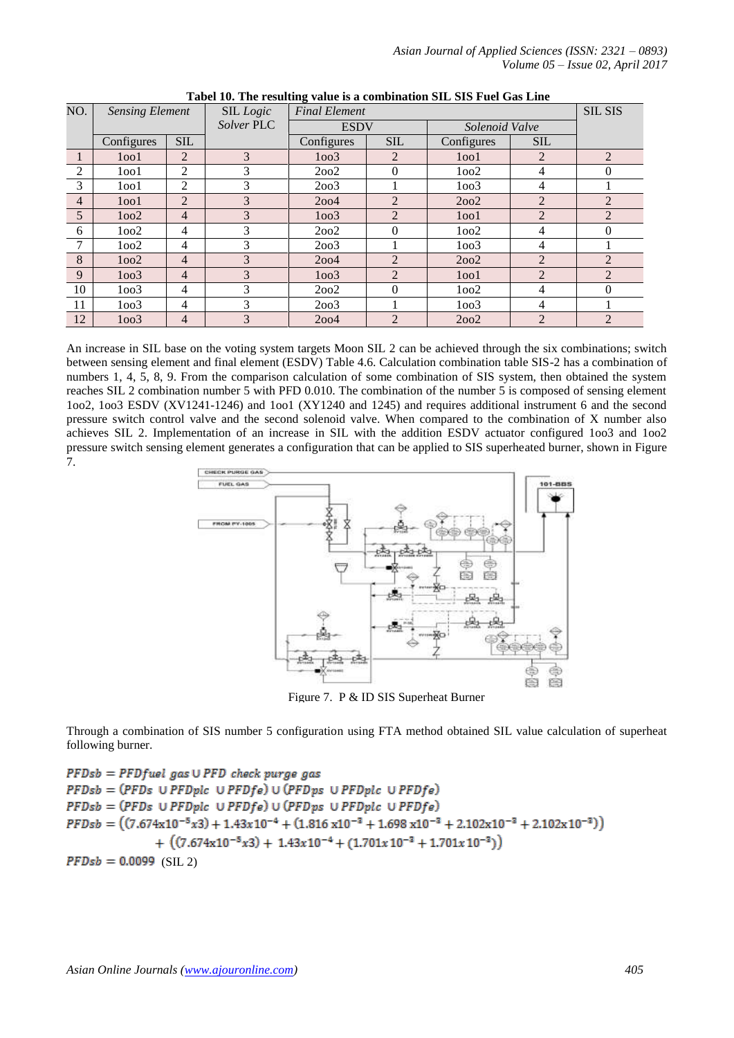**Tabel 10. The resulting value is a combination SIL SIS Fuel Gas Line**

| NO. | *Sensing Element* | | SIL *Logic Solver* PLC | *Final Element* | | | | SIL SIS |
|---|---|---|---|---|---|---|---|---|
| | | | | ESDV | | *Solenoid Valve* | | |
| | Configures | SIL | | Configures | SIL | Configures | SIL | |
| 1 | 1oo1 | 2 | 3 | 1oo3 | 2 | 1oo1 | 2 | 2 |
| 2 | 1oo1 | 2 | 3 | 2oo2 | 0 | 1oo2 | 4 | 0 |
| 3 | 1oo1 | 2 | 3 | 2oo3 | 1 | 1oo3 | 4 | 1 |
| 4 | 1oo1 | 2 | 3 | 2oo4 | 2 | 2oo2 | 2 | 2 |
| 5 | 1oo2 | 4 | 3 | 1oo3 | 2 | 1oo1 | 2 | 2 |
| 6 | 1oo2 | 4 | 3 | 2oo2 | 0 | 1oo2 | 4 | 0 |
| 7 | 1oo2 | 4 | 3 | 2oo3 | 1 | 1oo3 | 4 | 1 |
| 8 | 1oo2 | 4 | 3 | 2oo4 | 2 | 2oo2 | 2 | 2 |
| 9 | 1oo3 | 4 | 3 | 1oo3 | 2 | 1oo1 | 2 | 2 |
| 10 | 1oo3 | 4 | 3 | 2oo2 | 0 | 1oo2 | 4 | 0 |
| 11 | 1oo3 | 4 | 3 | 2oo3 | 1 | 1oo3 | 4 | 1 |
| 12 | 1oo3 | 4 | 3 | 2oo4 | 2 | 2oo2 | 2 | 2 |

An increase in SIL base on the voting system targets Moon SIL 2 can be achieved through the six combinations; switch between sensing element and final element (ESDV) Table 4.6. Calculation combination table SIS-2 has a combination of numbers 1, 4, 5, 8, 9. From the comparison calculation of some combination of SIS system, then obtained the system reaches SIL 2 combination number 5 with PFD 0.010. The combination of the number 5 is composed of sensing element 1oo2, 1oo3 ESDV (XV1241-1246) and 1oo1 (XY1240 and 1245) and requires additional instrument 6 and the second pressure switch control valve and the second solenoid valve. When compared to the combination of X number also achieves SIL 2. Implementation of an increase in SIL with the addition ESDV actuator configured 1oo3 and 1oo2 pressure switch sensing element generates a configuration that can be applied to SIS superheated burner, shown in Figure 7.

Figure 7. P & ID SIS Superheat Burner

Through a combination of SIS number 5 configuration using FTA method obtained SIL value calculation of superheat following burner.

$$PFDsb = PFDfuel\ gas \cup PFD\ check\ purge\ gas$$

$$PFDsb = (PFDs\ \cup PFDplc\ \cup PFDfe) \cup (PFDps\ \cup PFDplc\ \cup PFDfe)$$

$$PFDsb = (PFDs\ \cup PFDplc\ \cup PFDfe) \cup (PFDps\ \cup PFDplc\ \cup PFDfe)$$

$$PFDsb = \left((7.674x10^{-5}x3) + 1.43x10^{-4} + (1.816\ x10^{-3} + 1.698\ x10^{-3} + 2.102x10^{-3} + 2.102x10^{-3})\right) + \left((7.674x10^{-5}x3) + 1.43x10^{-4} + (1.701x\,10^{-3} + 1.701x\,10^{-3})\right)$$

$PFDsb = 0.0099$ (SIL 2)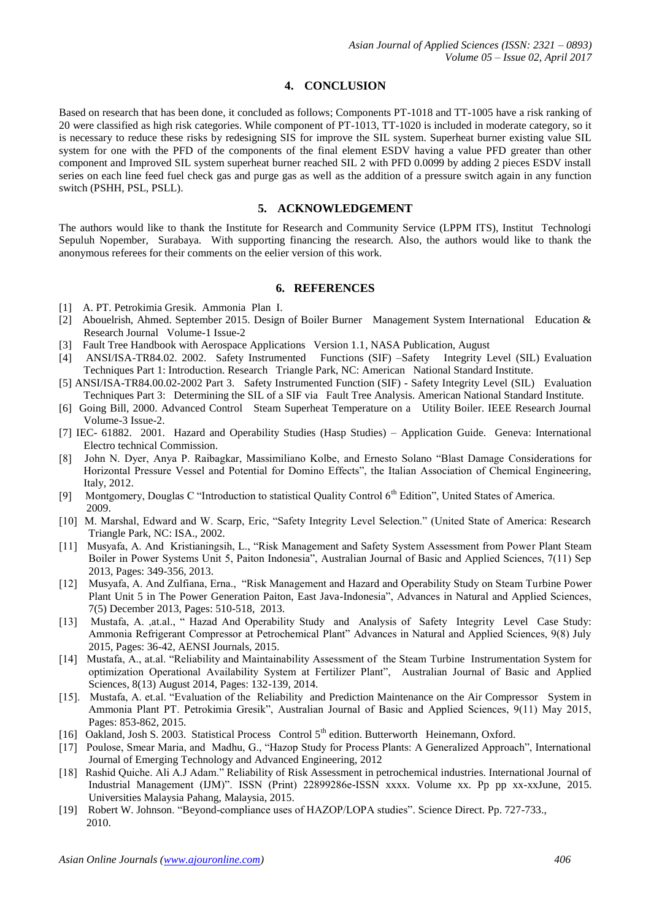## 4. CONCLUSION

Based on research that has been done, it concluded as follows; Components PT-1018 and TT-1005 have a risk ranking of 20 were classified as high risk categories. While component of PT-1013, TT-1020 is included in moderate category, so it is necessary to reduce these risks by redesigning SIS for improve the SIL system. Superheat burner existing value SIL system for one with the PFD of the components of the final element ESDV having a value PFD greater than other component and Improved SIL system superheat burner reached SIL 2 with PFD 0.0099 by adding 2 pieces ESDV install series on each line feed fuel check gas and purge gas as well as the addition of a pressure switch again in any function switch (PSHH, PSL, PSLL).

## 5. ACKNOWLEDGEMENT

The authors would like to thank the Institute for Research and Community Service (LPPM ITS), Institut Technologi Sepuluh Nopember, Surabaya. With supporting financing the research. Also, the authors would like to thank the anonymous referees for their comments on the eelier version of this work.

## 6. REFERENCES

[1] A. PT. Petrokimia Gresik. Ammonia Plan I.

[2] Abouelrish, Ahmed. September 2015. Design of Boiler Burner Management System International Education & Research Journal Volume-1 Issue-2

[3] Fault Tree Handbook with Aerospace Applications Version 1.1, NASA Publication, August

[4] ANSI/ISA-TR84.02. 2002. Safety Instrumented Functions (SIF) –Safety Integrity Level (SIL) Evaluation Techniques Part 1: Introduction. Research Triangle Park, NC: American National Standard Institute.

[5] ANSI/ISA-TR84.00.02-2002 Part 3. Safety Instrumented Function (SIF) - Safety Integrity Level (SIL) Evaluation Techniques Part 3: Determining the SIL of a SIF via Fault Tree Analysis. American National Standard Institute.

[6] Going Bill, 2000. Advanced Control Steam Superheat Temperature on a Utility Boiler. IEEE Research Journal Volume-3 Issue-2.

[7] IEC- 61882. 2001. Hazard and Operability Studies (Hasp Studies) – Application Guide. Geneva: International Electro technical Commission.

[8] John N. Dyer, Anya P. Raibagkar, Massimiliano Kolbe, and Ernesto Solano "Blast Damage Considerations for Horizontal Pressure Vessel and Potential for Domino Effects", the Italian Association of Chemical Engineering, Italy, 2012.

[9] Montgomery, Douglas C "Introduction to statistical Quality Control 6th Edition", United States of America. 2009.

[10] M. Marshal, Edward and W. Scarp, Eric, "Safety Integrity Level Selection." (United State of America: Research Triangle Park, NC: ISA., 2002.

[11] Musyafa, A. And Kristianingsih, L., "Risk Management and Safety System Assessment from Power Plant Steam Boiler in Power Systems Unit 5, Paiton Indonesia", Australian Journal of Basic and Applied Sciences, 7(11) Sep 2013, Pages: 349-356, 2013.

[12] Musyafa, A. And Zulfiana, Erna., "Risk Management and Hazard and Operability Study on Steam Turbine Power Plant Unit 5 in The Power Generation Paiton, East Java-Indonesia", Advances in Natural and Applied Sciences, 7(5) December 2013, Pages: 510-518, 2013.

[13] Mustafa, A. ,at.al., " Hazad And Operability Study and Analysis of Safety Integrity Level Case Study: Ammonia Refrigerant Compressor at Petrochemical Plant" Advances in Natural and Applied Sciences, 9(8) July 2015, Pages: 36-42, AENSI Journals, 2015.

[14] Mustafa, A., at.al. "Reliability and Maintainability Assessment of the Steam Turbine Instrumentation System for optimization Operational Availability System at Fertilizer Plant", Australian Journal of Basic and Applied Sciences, 8(13) August 2014, Pages: 132-139, 2014.

[15]. Mustafa, A. et.al. "Evaluation of the Reliability and Prediction Maintenance on the Air Compressor System in Ammonia Plant PT. Petrokimia Gresik", Australian Journal of Basic and Applied Sciences, 9(11) May 2015, Pages: 853-862, 2015.

[16] Oakland, Josh S. 2003. Statistical Process Control 5th edition. Butterworth Heinemann, Oxford.

[17] Poulose, Smear Maria, and Madhu, G., "Hazop Study for Process Plants: A Generalized Approach", International Journal of Emerging Technology and Advanced Engineering, 2012

[18] Rashid Quiche. Ali A.J Adam." Reliability of Risk Assessment in petrochemical industries. International Journal of Industrial Management (IJM)". ISSN (Print) 22899286e-ISSN xxxx. Volume xx. Pp pp xx-xxJune, 2015. Universities Malaysia Pahang, Malaysia, 2015.

[19] Robert W. Johnson. "Beyond-compliance uses of HAZOP/LOPA studies". Science Direct. Pp. 727-733., 2010.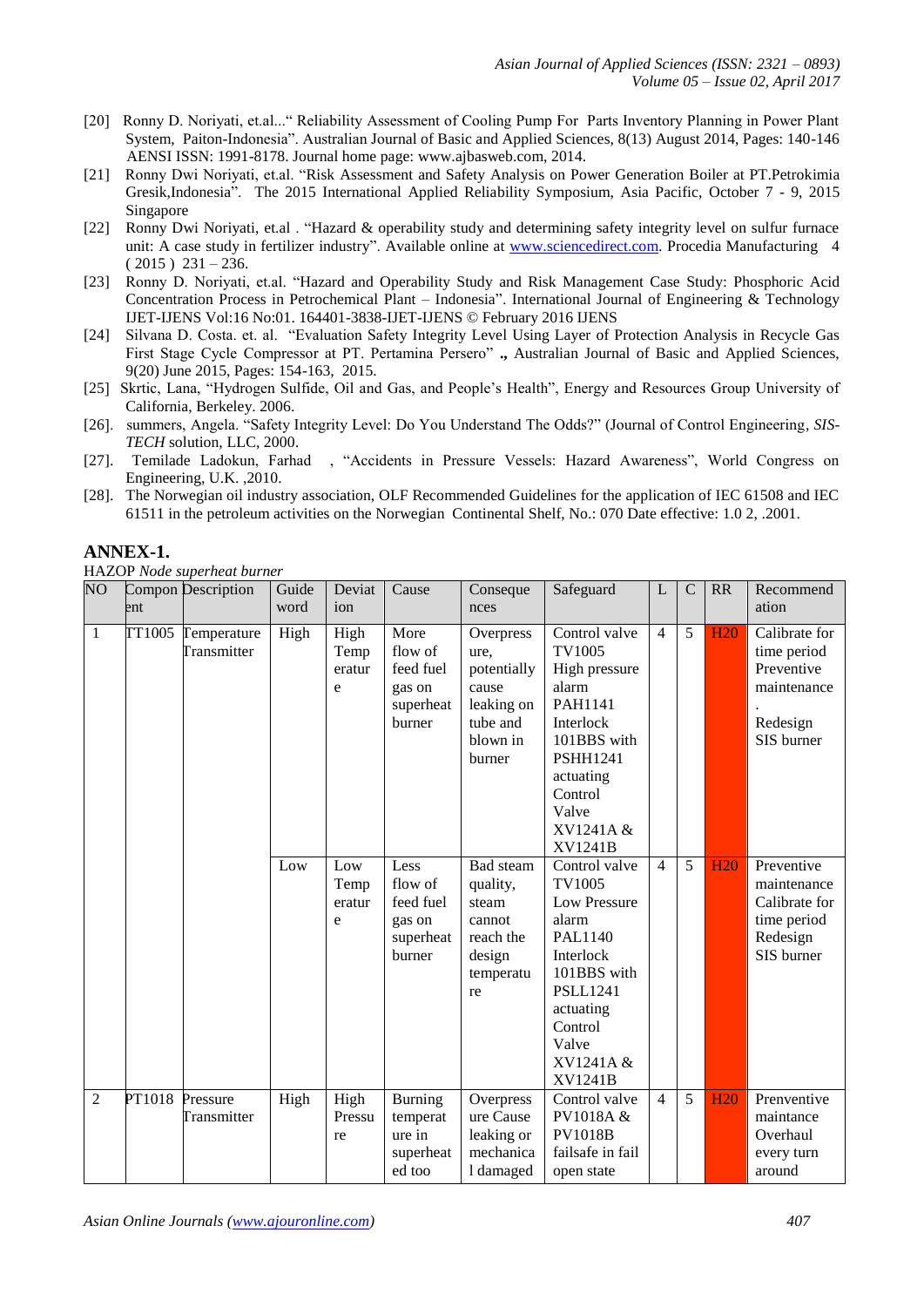[20] Ronny D. Noriyati, et.al...“ Reliability Assessment of Cooling Pump For Parts Inventory Planning in Power Plant System, Paiton-Indonesia”. Australian Journal of Basic and Applied Sciences, 8(13) August 2014, Pages: 140-146 AENSI ISSN: 1991-8178. Journal home page: www.ajbasweb.com, 2014.

[21] Ronny Dwi Noriyati, et.al. “Risk Assessment and Safety Analysis on Power Generation Boiler at PT.Petrokimia Gresik,Indonesia”. The 2015 International Applied Reliability Symposium, Asia Pacific, October 7 - 9, 2015 Singapore

[22] Ronny Dwi Noriyati, et.al . “Hazard & operability study and determining safety integrity level on sulfur furnace unit: A case study in fertilizer industry”. Available online at www.sciencedirect.com. Procedia Manufacturing 4 ( 2015 ) 231 – 236.

[23] Ronny D. Noriyati, et.al. “Hazard and Operability Study and Risk Management Case Study: Phosphoric Acid Concentration Process in Petrochemical Plant – Indonesia”. International Journal of Engineering & Technology IJET-IJENS Vol:16 No:01. 164401-3838-IJET-IJENS © February 2016 IJENS

[24] Silvana D. Costa. et. al. “Evaluation Safety Integrity Level Using Layer of Protection Analysis in Recycle Gas First Stage Cycle Compressor at PT. Pertamina Persero” **.,** Australian Journal of Basic and Applied Sciences, 9(20) June 2015, Pages: 154-163, 2015.

[25] Skrtic, Lana, “Hydrogen Sulfide, Oil and Gas, and People’s Health”, Energy and Resources Group University of California, Berkeley. 2006.

[26]. summers, Angela. “Safety Integrity Level: Do You Understand The Odds?” (Journal of Control Engineering, *SIS-TECH* solution, LLC, 2000.

[27]. Temilade Ladokun, Farhad , “Accidents in Pressure Vessels: Hazard Awareness”, World Congress on Engineering, U.K. ,2010.

[28]. The Norwegian oil industry association, OLF Recommended Guidelines for the application of IEC 61508 and IEC 61511 in the petroleum activities on the Norwegian Continental Shelf, No.: 070 Date effective: 1.0 2, .2001.

## ANNEX-1.

HAZOP *Node superheat burner*

| NO | Component | Description | Guide word | Deviation | Cause | Consequences | Safeguard | L | C | RR | Recommendation |
|---|---|---|---|---|---|---|---|---|---|---|---|
| 1 | TT1005 | Temperature Transmitter | High | High Temperature | More flow of feed fuel gas on superheat burner | Overpressure, potentially cause leaking on tube and blown in burner | Control valve TV1005 High pressure alarm PAH1141 Interlock 101BBS with PSHH1241 actuating Control Valve XV1241A & XV1241B | 4 | 5 | H20 | Calibrate for time period Preventive maintenance . Redesign SIS burner |
| | | | Low | Low Temperature | Less flow of feed fuel gas on superheat burner | Bad steam quality, steam cannot reach the design temperature | Control valve TV1005 Low Pressure alarm PAL1140 Interlock 101BBS with PSLL1241 actuating Control Valve XV1241A & XV1241B | 4 | 5 | H20 | Preventive maintenance Calibrate for time period Redesign SIS burner |
| 2 | PT1018 | Pressure Transmitter | High | High Pressure | Burning temperature in superheated too | Overpressure Cause leaking or mechanical damaged | Control valve PV1018A & PV1018B failsafe in fail open state | 4 | 5 | H20 | Prenventive maintance Overhaul every turn around |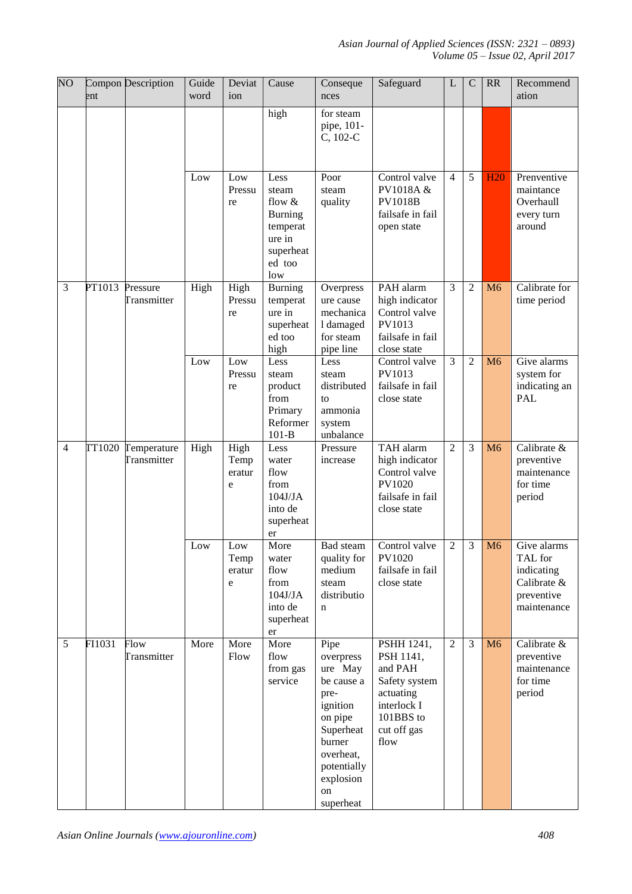| NO | Component | Description | Guide word | Deviation | Cause | Consequences | Safeguard | L | C | RR | Recommendation |
|---|---|---|---|---|---|---|---|---|---|---|---|
| | | | | | high | for steam pipe, 101-C, 102-C | | | | | |
| | | | Low | Low Pressure | Less steam flow & Burning temperature in superheated too low | Poor steam quality | Control valve PV1018A & PV1018B failsafe in fail open state | 4 | 5 | H20 | Prenventive maintance Overhaull every turn around |
| 3 | PT1013 | Pressure Transmitter | High | High Pressure | Burning temperature in superheated too high | Overpressure cause mechanical damaged for steam pipe line | PAH alarm high indicator Control valve PV1013 failsafe in fail close state | 3 | 2 | M6 | Calibrate for time period |
| | | | Low | Low Pressure | Less steam product from Primary Reformer 101-B | Less steam distributed to ammonia system unbalance | Control valve PV1013 failsafe in fail close state | 3 | 2 | M6 | Give alarms system for indicating an PAL |
| 4 | TT1020 | Temperature Transmitter | High | High Temperature | Less water flow from 104J/JA into de superheater | Pressure increase | TAH alarm high indicator Control valve PV1020 failsafe in fail close state | 2 | 3 | M6 | Calibrate & preventive maintenance for time period |
| | | | Low | Low Temperature | More water flow from 104J/JA into de superheater | Bad steam quality for medium steam distribution | Control valve PV1020 failsafe in fail close state | 2 | 3 | M6 | Give alarms TAL for indicating Calibrate & preventive maintenance |
| 5 | FI1031 | Flow Transmitter | More | More Flow | More flow from gas service | Pipe overpressure May be cause a pre-ignition on pipe Superheat burner overheat, potentially explosion on superheat | PSHH 1241, PSH 1141, and PAH Safety system actuating interlock I 101BBS to cut off gas flow | 2 | 3 | M6 | Calibrate & preventive maintenance for time period |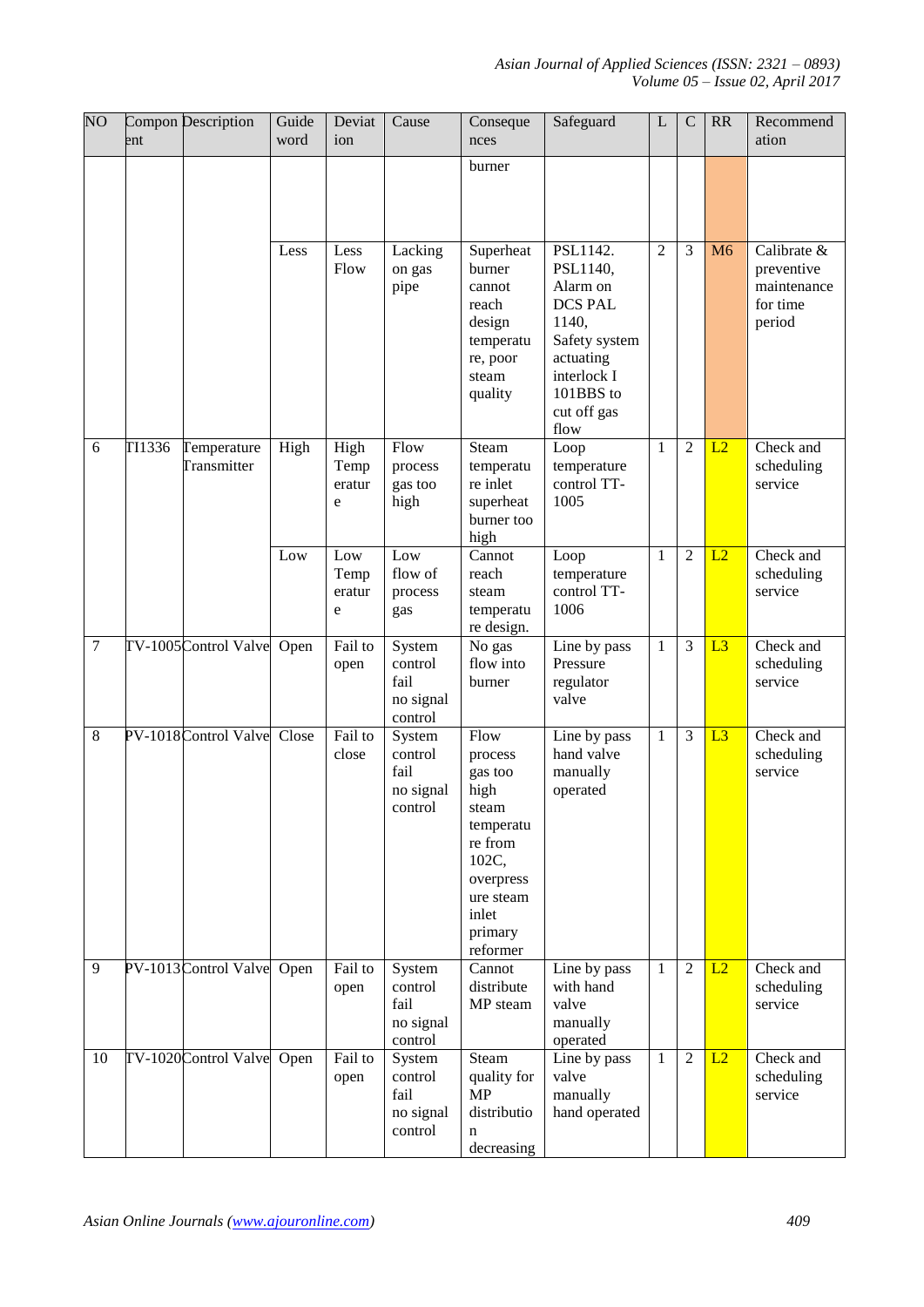| NO | Component | Description | Guide word | Deviation | Cause | Consequences | Safeguard | L | C | RR | Recommendation |
|---|---|---|---|---|---|---|---|---|---|---|---|
| | | | | | | burner | | | | | |
| | | | Less | Less Flow | Lacking on gas pipe | Superheat burner cannot reach design temperature, poor steam quality | PSL1142. PSL1140, Alarm on DCS PAL 1140, Safety system actuating interlock I 101BBS to cut off gas flow | 2 | 3 | M6 | Calibrate & preventive maintenance for time period |
| 6 | TI1336 | Temperature Transmitter | High | High Temperature | Flow process gas too high | Steam temperature inlet superheat burner too high | Loop temperature control TT-1005 | 1 | 2 | L2 | Check and scheduling service |
| | | | Low | Low Temperature | Low flow of process gas | Cannot reach steam temperature design. | Loop temperature control TT-1006 | 1 | 2 | L2 | Check and scheduling service |
| 7 | TV-1005 | Control Valve | Open | Fail to open | System control fail no signal control | No gas flow into burner | Line by pass Pressure regulator valve | 1 | 3 | L3 | Check and scheduling service |
| 8 | PV-1018 | Control Valve | Close | Fail to close | System control fail no signal control | Flow process gas too high steam temperature from 102C, overpressure steam inlet primary reformer | Line by pass hand valve manually operated | 1 | 3 | L3 | Check and scheduling service |
| 9 | PV-1013 | Control Valve | Open | Fail to open | System control fail no signal control | Cannot distribute MP steam | Line by pass with hand valve manually operated | 1 | 2 | L2 | Check and scheduling service |
| 10 | TV-1020 | Control Valve | Open | Fail to open | System control fail no signal control | Steam quality for MP distribution decreasing | Line by pass valve manually hand operated | 1 | 2 | L2 | Check and scheduling service |